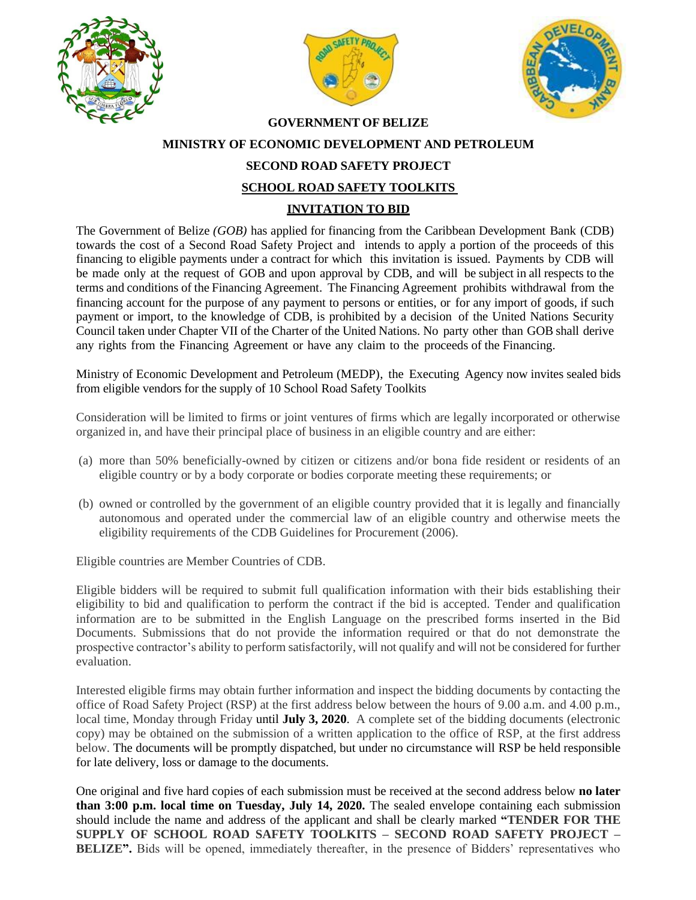**GOVERNMENT OF BELIZE**

**MINISTRY OF ECONOMIC DEVELOPMENT AND PETROLEUM**

**SECOND ROAD SAFETY PROJECT**

**SCHOOL ROAD SAFETY TOOLKITS**

**INVITATION TO BID**

The Government of Belize *(GOB)* has applied for financing from the Caribbean Development Bank (CDB) towards the cost of a Second Road Safety Project and intends to apply a portion of the proceeds of this financing to eligible payments under a contract for which this invitation is issued. Payments by CDB will be made only at the request of GOB and upon approval by CDB, and will be subject in all respects to the terms and conditions of the Financing Agreement. The Financing Agreement prohibits withdrawal from the financing account for the purpose of any payment to persons or entities, or for any import of goods, if such payment or import, to the knowledge of CDB, is prohibited by a decision of the United Nations Security Council taken under Chapter VII of the Charter of the United Nations. No party other than GOB shall derive any rights from the Financing Agreement or have any claim to the proceeds of the Financing.

Ministry of Economic Development and Petroleum (MEDP), the Executing Agency now invites sealed bids from eligible vendors for the supply of 10 School Road Safety Toolkits

Consideration will be limited to firms or joint ventures of firms which are legally incorporated or otherwise organized in, and have their principal place of business in an eligible country and are either:

(a) more than 50% beneficially-owned by citizen or citizens and/or bona fide resident or residents of an eligible country or by a body corporate or bodies corporate meeting these requirements; or

(b) owned or controlled by the government of an eligible country provided that it is legally and financially autonomous and operated under the commercial law of an eligible country and otherwise meets the eligibility requirements of the CDB Guidelines for Procurement (2006).

Eligible countries are Member Countries of CDB.

Eligible bidders will be required to submit full qualification information with their bids establishing their eligibility to bid and qualification to perform the contract if the bid is accepted. Tender and qualification information are to be submitted in the English Language on the prescribed forms inserted in the Bid Documents. Submissions that do not provide the information required or that do not demonstrate the prospective contractor's ability to perform satisfactorily, will not qualify and will not be considered for further evaluation.

Interested eligible firms may obtain further information and inspect the bidding documents by contacting the office of Road Safety Project (RSP) at the first address below between the hours of 9.00 a.m. and 4.00 p.m., local time, Monday through Friday until **July 3, 2020**. A complete set of the bidding documents (electronic copy) may be obtained on the submission of a written application to the office of RSP, at the first address below. The documents will be promptly dispatched, but under no circumstance will RSP be held responsible for late delivery, loss or damage to the documents.

One original and five hard copies of each submission must be received at the second address below **no later than 3:00 p.m. local time on Tuesday, July 14, 2020.** The sealed envelope containing each submission should include the name and address of the applicant and shall be clearly marked **"TENDER FOR THE SUPPLY OF SCHOOL ROAD SAFETY TOOLKITS – SECOND ROAD SAFETY PROJECT – BELIZE".** Bids will be opened, immediately thereafter, in the presence of Bidders' representatives who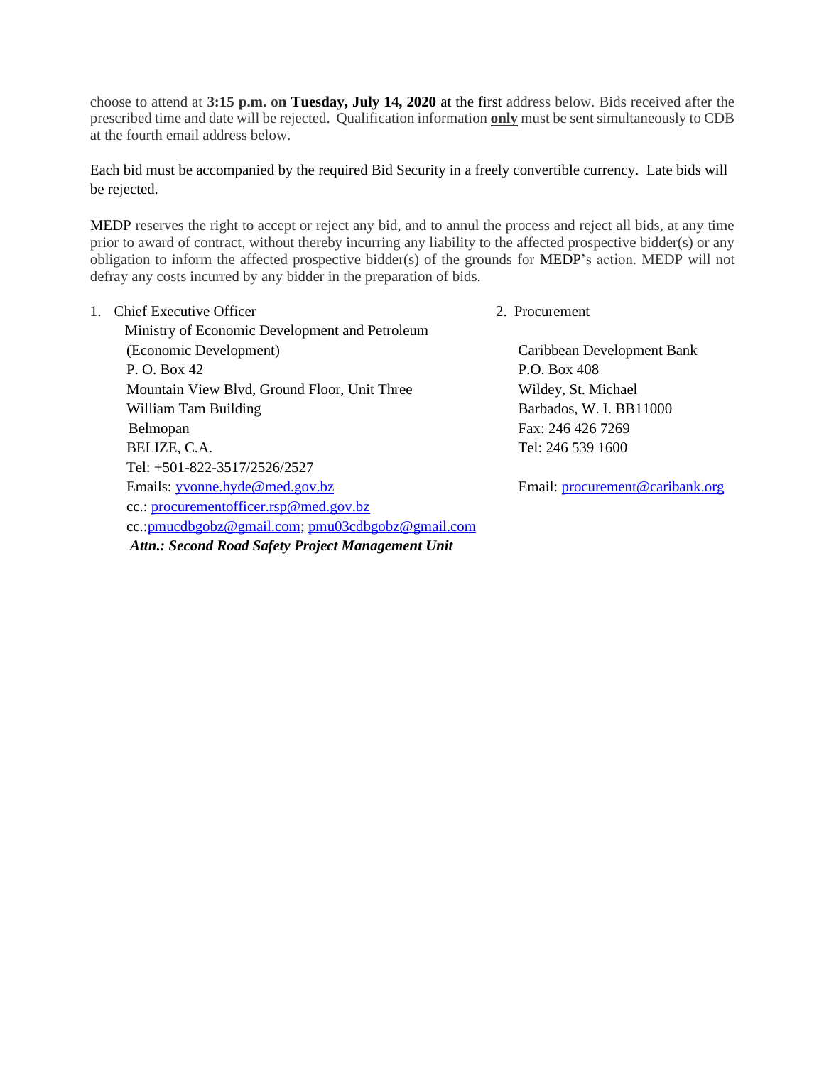choose to attend at **3:15 p.m. on Tuesday, July 14, 2020** at the first address below. Bids received after the prescribed time and date will be rejected. Qualification information **only** must be sent simultaneously to CDB at the fourth email address below.

Each bid must be accompanied by the required Bid Security in a freely convertible currency. Late bids will be rejected.

MEDP reserves the right to accept or reject any bid, and to annul the process and reject all bids, at any time prior to award of contract, without thereby incurring any liability to the affected prospective bidder(s) or any obligation to inform the affected prospective bidder(s) of the grounds for MEDP's action. MEDP will not defray any costs incurred by any bidder in the preparation of bids.

1. Chief Executive Officer
   Ministry of Economic Development and Petroleum
   (Economic Development)
   P. O. Box 42
   Mountain View Blvd, Ground Floor, Unit Three
   William Tam Building
   Belmopan
   BELIZE, C.A.
   Tel: +501-822-3517/2526/2527
   Emails: yvonne.hyde@med.gov.bz
   cc.: procurementofficer.rsp@med.gov.bz
   cc.:pmucdbgobz@gmail.com; pmu03cdbgobz@gmail.com
   ***Attn.: Second Road Safety Project Management Unit***

2. Procurement

   Caribbean Development Bank
   P.O. Box 408
   Wildey, St. Michael
   Barbados, W. I. BB11000
   Fax: 246 426 7269
   Tel: 246 539 1600

   Email: procurement@caribank.org